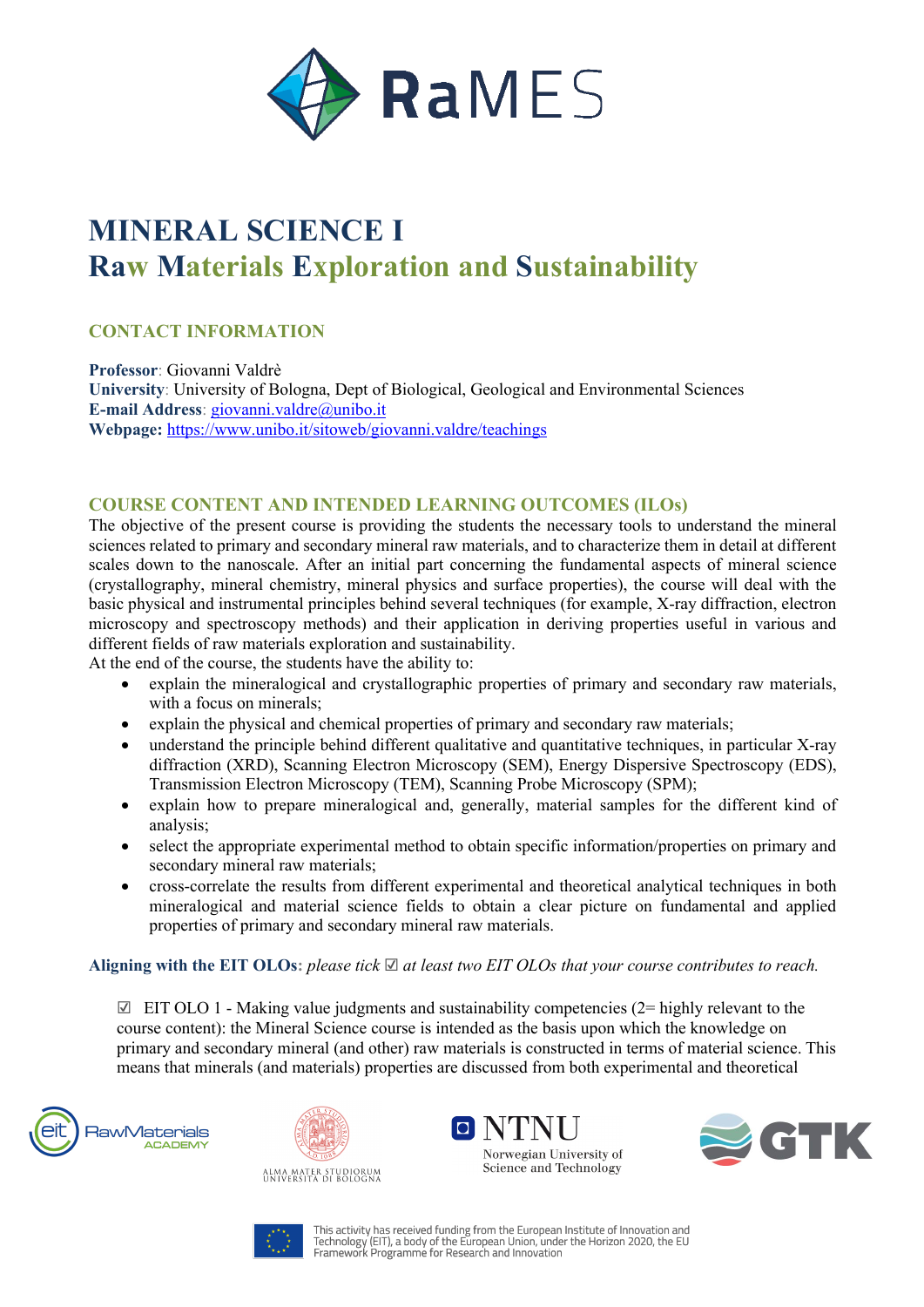# MINERAL SCIENCE I
## Raw Materials Exploration and Sustainability

### CONTACT INFORMATION

**Professor**: Giovanni Valdrè
**University**: University of Bologna, Dept of Biological, Geological and Environmental Sciences
**E-mail Address**: giovanni.valdre@unibo.it
**Webpage:** https://www.unibo.it/sitoweb/giovanni.valdre/teachings

### COURSE CONTENT AND INTENDED LEARNING OUTCOMES (ILOs)

The objective of the present course is providing the students the necessary tools to understand the mineral sciences related to primary and secondary mineral raw materials, and to characterize them in detail at different scales down to the nanoscale. After an initial part concerning the fundamental aspects of mineral science (crystallography, mineral chemistry, mineral physics and surface properties), the course will deal with the basic physical and instrumental principles behind several techniques (for example, X-ray diffraction, electron microscopy and spectroscopy methods) and their application in deriving properties useful in various and different fields of raw materials exploration and sustainability.
At the end of the course, the students have the ability to:

- explain the mineralogical and crystallographic properties of primary and secondary raw materials, with a focus on minerals;
- explain the physical and chemical properties of primary and secondary raw materials;
- understand the principle behind different qualitative and quantitative techniques, in particular X-ray diffraction (XRD), Scanning Electron Microscopy (SEM), Energy Dispersive Spectroscopy (EDS), Transmission Electron Microscopy (TEM), Scanning Probe Microscopy (SPM);
- explain how to prepare mineralogical and, generally, material samples for the different kind of analysis;
- select the appropriate experimental method to obtain specific information/properties on primary and secondary mineral raw materials;
- cross-correlate the results from different experimental and theoretical analytical techniques in both mineralogical and material science fields to obtain a clear picture on fundamental and applied properties of primary and secondary mineral raw materials.

**Aligning with the EIT OLOs:** *please tick ☑ at least two EIT OLOs that your course contributes to reach.*

☑ EIT OLO 1 - Making value judgments and sustainability competencies (2= highly relevant to the course content): the Mineral Science course is intended as the basis upon which the knowledge on primary and secondary mineral (and other) raw materials is constructed in terms of material science. This means that minerals (and materials) properties are discussed from both experimental and theoretical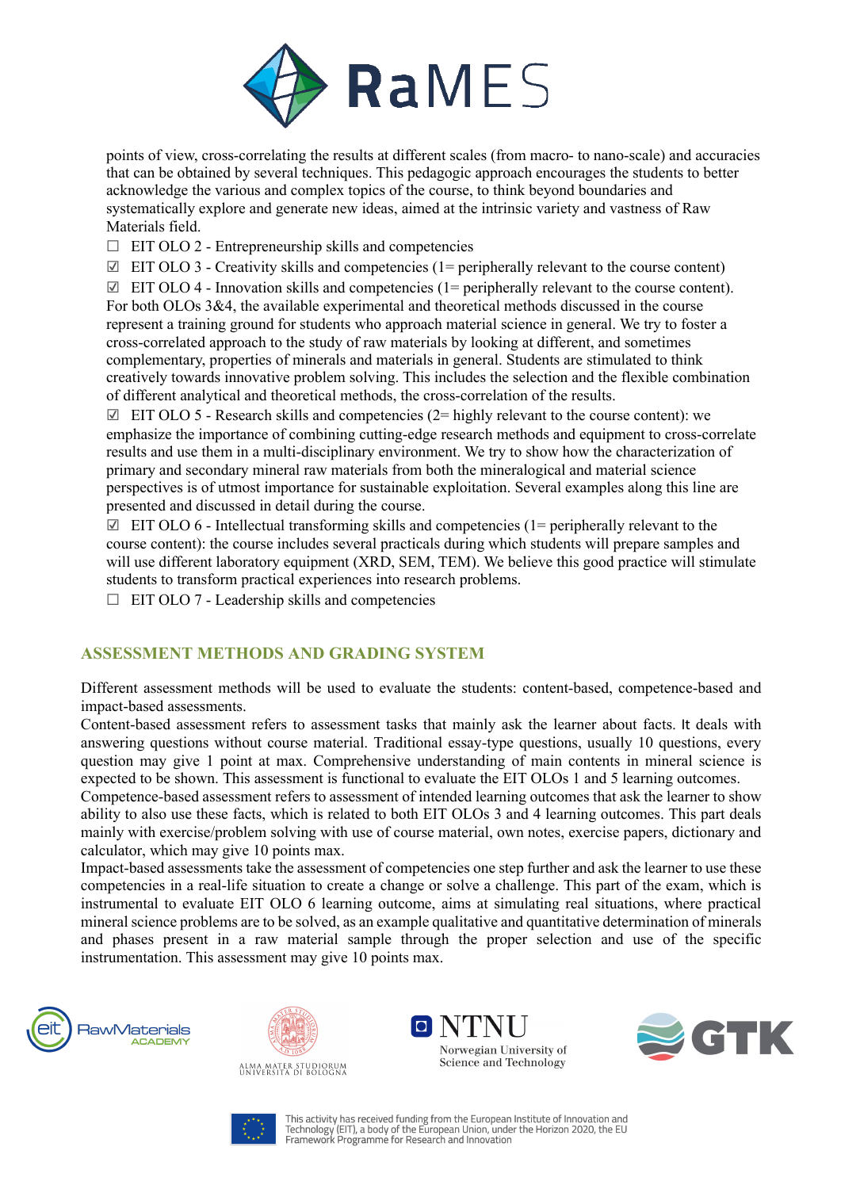points of view, cross-correlating the results at different scales (from macro- to nano-scale) and accuracies that can be obtained by several techniques. This pedagogic approach encourages the students to better acknowledge the various and complex topics of the course, to think beyond boundaries and systematically explore and generate new ideas, aimed at the intrinsic variety and vastness of Raw Materials field.

☐ EIT OLO 2 - Entrepreneurship skills and competencies

☑ EIT OLO 3 - Creativity skills and competencies (1= peripherally relevant to the course content)

☑ EIT OLO 4 - Innovation skills and competencies (1= peripherally relevant to the course content). For both OLOs 3&4, the available experimental and theoretical methods discussed in the course represent a training ground for students who approach material science in general. We try to foster a cross-correlated approach to the study of raw materials by looking at different, and sometimes complementary, properties of minerals and materials in general. Students are stimulated to think creatively towards innovative problem solving. This includes the selection and the flexible combination of different analytical and theoretical methods, the cross-correlation of the results.

☑ EIT OLO 5 - Research skills and competencies (2= highly relevant to the course content): we emphasize the importance of combining cutting-edge research methods and equipment to cross-correlate results and use them in a multi-disciplinary environment. We try to show how the characterization of primary and secondary mineral raw materials from both the mineralogical and material science perspectives is of utmost importance for sustainable exploitation. Several examples along this line are presented and discussed in detail during the course.

☑ EIT OLO 6 - Intellectual transforming skills and competencies (1= peripherally relevant to the course content): the course includes several practicals during which students will prepare samples and will use different laboratory equipment (XRD, SEM, TEM). We believe this good practice will stimulate students to transform practical experiences into research problems.

☐ EIT OLO 7 - Leadership skills and competencies

## ASSESSMENT METHODS AND GRADING SYSTEM

Different assessment methods will be used to evaluate the students: content-based, competence-based and impact-based assessments.

Content-based assessment refers to assessment tasks that mainly ask the learner about facts. It deals with answering questions without course material. Traditional essay-type questions, usually 10 questions, every question may give 1 point at max. Comprehensive understanding of main contents in mineral science is expected to be shown. This assessment is functional to evaluate the EIT OLOs 1 and 5 learning outcomes.

Competence-based assessment refers to assessment of intended learning outcomes that ask the learner to show ability to also use these facts, which is related to both EIT OLOs 3 and 4 learning outcomes. This part deals mainly with exercise/problem solving with use of course material, own notes, exercise papers, dictionary and calculator, which may give 10 points max.

Impact-based assessments take the assessment of competencies one step further and ask the learner to use these competencies in a real-life situation to create a change or solve a challenge. This part of the exam, which is instrumental to evaluate EIT OLO 6 learning outcome, aims at simulating real situations, where practical mineral science problems are to be solved, as an example qualitative and quantitative determination of minerals and phases present in a raw material sample through the proper selection and use of the specific instrumentation. This assessment may give 10 points max.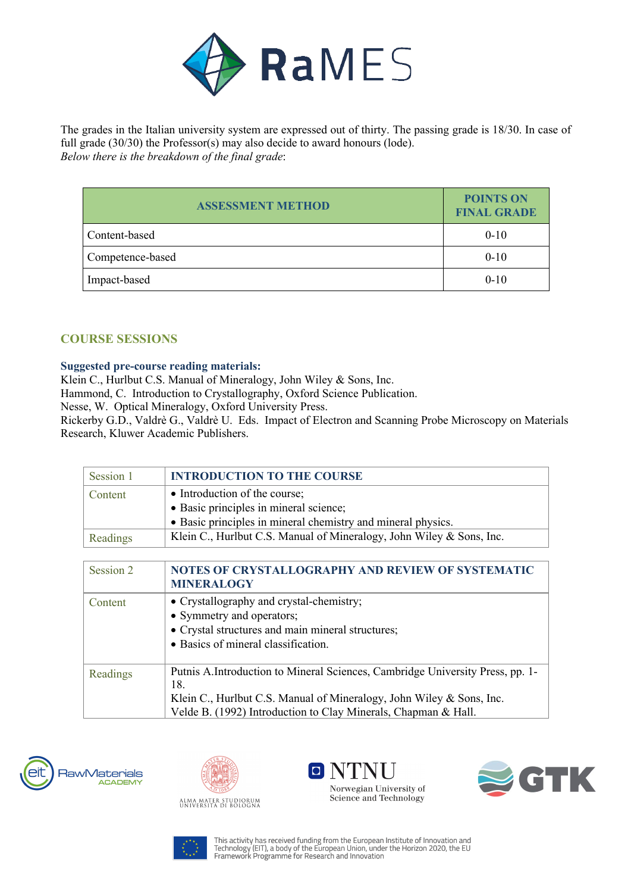The grades in the Italian university system are expressed out of thirty. The passing grade is 18/30. In case of full grade (30/30) the Professor(s) may also decide to award honours (lode).
*Below there is the breakdown of the final grade*:

| ASSESSMENT METHOD | POINTS ON FINAL GRADE |
|---|---|
| Content-based | 0-10 |
| Competence-based | 0-10 |
| Impact-based | 0-10 |

## COURSE SESSIONS

**Suggested pre-course reading materials:**
Klein C., Hurlbut C.S. Manual of Mineralogy, John Wiley & Sons, Inc.
Hammond, C. Introduction to Crystallography, Oxford Science Publication.
Nesse, W. Optical Mineralogy, Oxford University Press.
Rickerby G.D., Valdrè G., Valdrè U. Eds. Impact of Electron and Scanning Probe Microscopy on Materials Research, Kluwer Academic Publishers.

| Session 1 | INTRODUCTION TO THE COURSE |
|---|---|
| Content | • Introduction of the course;<br>• Basic principles in mineral science;<br>• Basic principles in mineral chemistry and mineral physics. |
| Readings | Klein C., Hurlbut C.S. Manual of Mineralogy, John Wiley & Sons, Inc. |

| Session 2 | NOTES OF CRYSTALLOGRAPHY AND REVIEW OF SYSTEMATIC MINERALOGY |
|---|---|
| Content | • Crystallography and crystal-chemistry;<br>• Symmetry and operators;<br>• Crystal structures and main mineral structures;<br>• Basics of mineral classification. |
| Readings | Putnis A.Introduction to Mineral Sciences, Cambridge University Press, pp. 1-18.<br>Klein C., Hurlbut C.S. Manual of Mineralogy, John Wiley & Sons, Inc.<br>Velde B. (1992) Introduction to Clay Minerals, Chapman & Hall. |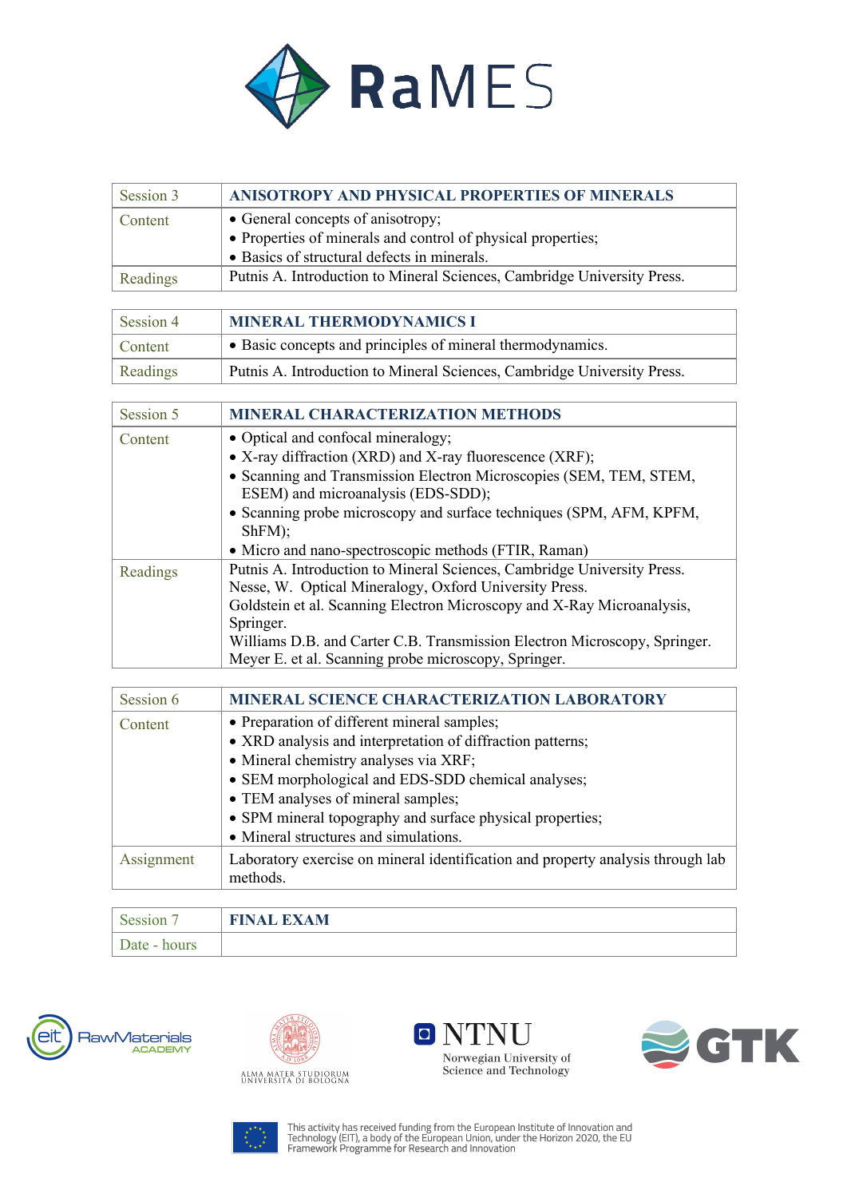| Session 3 | **ANISOTROPY AND PHYSICAL PROPERTIES OF MINERALS** |
|---|---|
| Content | • General concepts of anisotropy;<br>• Properties of minerals and control of physical properties;<br>• Basics of structural defects in minerals. |
| Readings | Putnis A. Introduction to Mineral Sciences, Cambridge University Press. |

| Session 4 | **MINERAL THERMODYNAMICS I** |
|---|---|
| Content | • Basic concepts and principles of mineral thermodynamics. |
| Readings | Putnis A. Introduction to Mineral Sciences, Cambridge University Press. |

| Session 5 | **MINERAL CHARACTERIZATION METHODS** |
|---|---|
| Content | • Optical and confocal mineralogy;<br>• X-ray diffraction (XRD) and X-ray fluorescence (XRF);<br>• Scanning and Transmission Electron Microscopies (SEM, TEM, STEM, ESEM) and microanalysis (EDS-SDD);<br>• Scanning probe microscopy and surface techniques (SPM, AFM, KPFM, ShFM);<br>• Micro and nano-spectroscopic methods (FTIR, Raman) |
| Readings | Putnis A. Introduction to Mineral Sciences, Cambridge University Press.<br>Nesse, W. Optical Mineralogy, Oxford University Press.<br>Goldstein et al. Scanning Electron Microscopy and X-Ray Microanalysis, Springer.<br>Williams D.B. and Carter C.B. Transmission Electron Microscopy, Springer.<br>Meyer E. et al. Scanning probe microscopy, Springer. |

| Session 6 | **MINERAL SCIENCE CHARACTERIZATION LABORATORY** |
|---|---|
| Content | • Preparation of different mineral samples;<br>• XRD analysis and interpretation of diffraction patterns;<br>• Mineral chemistry analyses via XRF;<br>• SEM morphological and EDS-SDD chemical analyses;<br>• TEM analyses of mineral samples;<br>• SPM mineral topography and surface physical properties;<br>• Mineral structures and simulations. |
| Assignment | Laboratory exercise on mineral identification and property analysis through lab methods. |

| Session 7 | **FINAL EXAM** |
|---|---|
| Date - hours | |

This activity has received funding from the European Institute of Innovation and Technology (EIT), a body of the European Union, under the Horizon 2020, the EU Framework Programme for Research and Innovation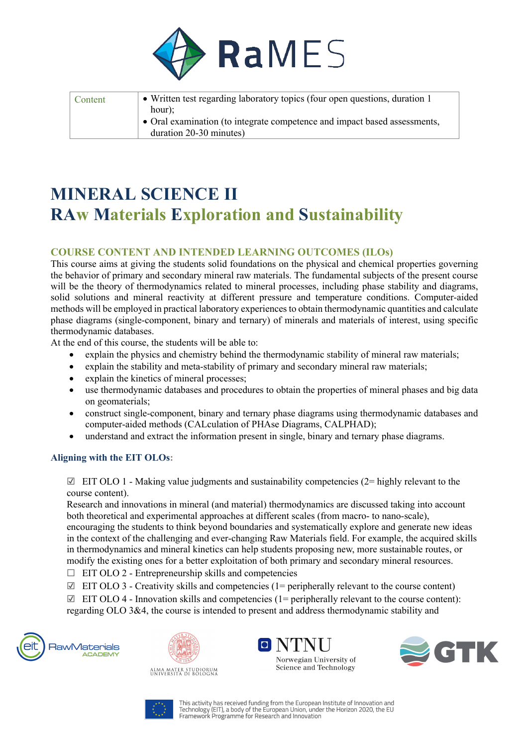| Content | • Written test regarding laboratory topics (four open questions, duration 1 hour);<br>• Oral examination (to integrate competence and impact based assessments, duration 20-30 minutes) |
|---|---|

# MINERAL SCIENCE II
## RAw Materials Exploration and Sustainability

### COURSE CONTENT AND INTENDED LEARNING OUTCOMES (ILOs)

This course aims at giving the students solid foundations on the physical and chemical properties governing the behavior of primary and secondary mineral raw materials. The fundamental subjects of the present course will be the theory of thermodynamics related to mineral processes, including phase stability and diagrams, solid solutions and mineral reactivity at different pressure and temperature conditions. Computer-aided methods will be employed in practical laboratory experiences to obtain thermodynamic quantities and calculate phase diagrams (single-component, binary and ternary) of minerals and materials of interest, using specific thermodynamic databases.

At the end of this course, the students will be able to:

- explain the physics and chemistry behind the thermodynamic stability of mineral raw materials;
- explain the stability and meta-stability of primary and secondary mineral raw materials;
- explain the kinetics of mineral processes;
- use thermodynamic databases and procedures to obtain the properties of mineral phases and big data on geomaterials;
- construct single-component, binary and ternary phase diagrams using thermodynamic databases and computer-aided methods (CALculation of PHAse Diagrams, CALPHAD);
- understand and extract the information present in single, binary and ternary phase diagrams.

#### Aligning with the EIT OLOs:

☑ EIT OLO 1 - Making value judgments and sustainability competencies (2= highly relevant to the course content).
Research and innovations in mineral (and material) thermodynamics are discussed taking into account both theoretical and experimental approaches at different scales (from macro- to nano-scale), encouraging the students to think beyond boundaries and systematically explore and generate new ideas in the context of the challenging and ever-changing Raw Materials field. For example, the acquired skills in thermodynamics and mineral kinetics can help students proposing new, more sustainable routes, or modify the existing ones for a better exploitation of both primary and secondary mineral resources.

☐ EIT OLO 2 - Entrepreneurship skills and competencies

☑ EIT OLO 3 - Creativity skills and competencies (1= peripherally relevant to the course content)

☑ EIT OLO 4 - Innovation skills and competencies (1= peripherally relevant to the course content): regarding OLO 3&4, the course is intended to present and address thermodynamic stability and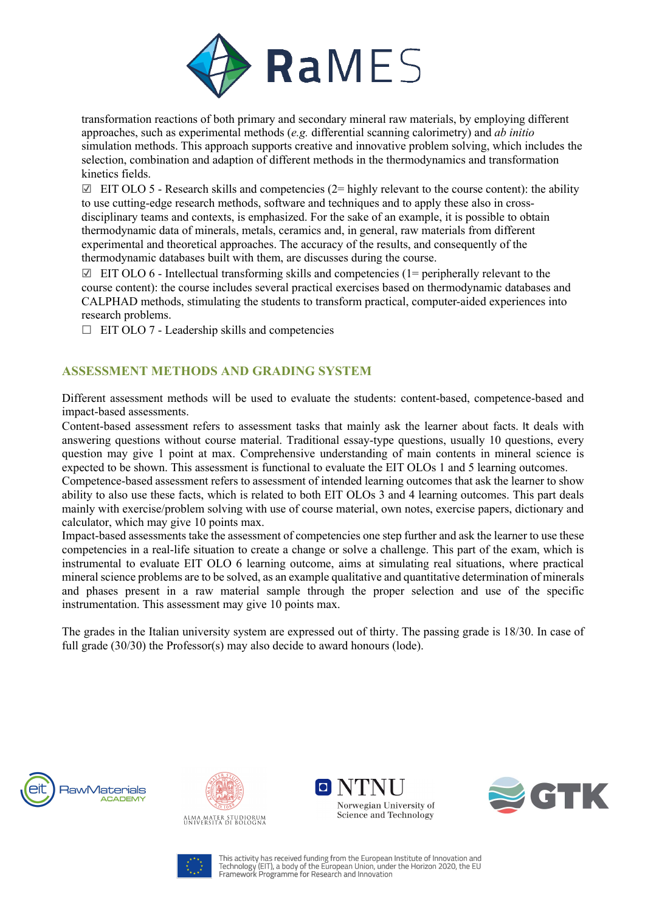transformation reactions of both primary and secondary mineral raw materials, by employing different approaches, such as experimental methods (*e.g.* differential scanning calorimetry) and *ab initio* simulation methods. This approach supports creative and innovative problem solving, which includes the selection, combination and adaption of different methods in the thermodynamics and transformation kinetics fields.

☑ EIT OLO 5 - Research skills and competencies (2= highly relevant to the course content): the ability to use cutting-edge research methods, software and techniques and to apply these also in cross-disciplinary teams and contexts, is emphasized. For the sake of an example, it is possible to obtain thermodynamic data of minerals, metals, ceramics and, in general, raw materials from different experimental and theoretical approaches. The accuracy of the results, and consequently of the thermodynamic databases built with them, are discusses during the course.

☑ EIT OLO 6 - Intellectual transforming skills and competencies (1= peripherally relevant to the course content): the course includes several practical exercises based on thermodynamic databases and CALPHAD methods, stimulating the students to transform practical, computer-aided experiences into research problems.

☐ EIT OLO 7 - Leadership skills and competencies

## ASSESSMENT METHODS AND GRADING SYSTEM

Different assessment methods will be used to evaluate the students: content-based, competence-based and impact-based assessments.

Content-based assessment refers to assessment tasks that mainly ask the learner about facts. It deals with answering questions without course material. Traditional essay-type questions, usually 10 questions, every question may give 1 point at max. Comprehensive understanding of main contents in mineral science is expected to be shown. This assessment is functional to evaluate the EIT OLOs 1 and 5 learning outcomes.

Competence-based assessment refers to assessment of intended learning outcomes that ask the learner to show ability to also use these facts, which is related to both EIT OLOs 3 and 4 learning outcomes. This part deals mainly with exercise/problem solving with use of course material, own notes, exercise papers, dictionary and calculator, which may give 10 points max.

Impact-based assessments take the assessment of competencies one step further and ask the learner to use these competencies in a real-life situation to create a change or solve a challenge. This part of the exam, which is instrumental to evaluate EIT OLO 6 learning outcome, aims at simulating real situations, where practical mineral science problems are to be solved, as an example qualitative and quantitative determination of minerals and phases present in a raw material sample through the proper selection and use of the specific instrumentation. This assessment may give 10 points max.

The grades in the Italian university system are expressed out of thirty. The passing grade is 18/30. In case of full grade (30/30) the Professor(s) may also decide to award honours (lode).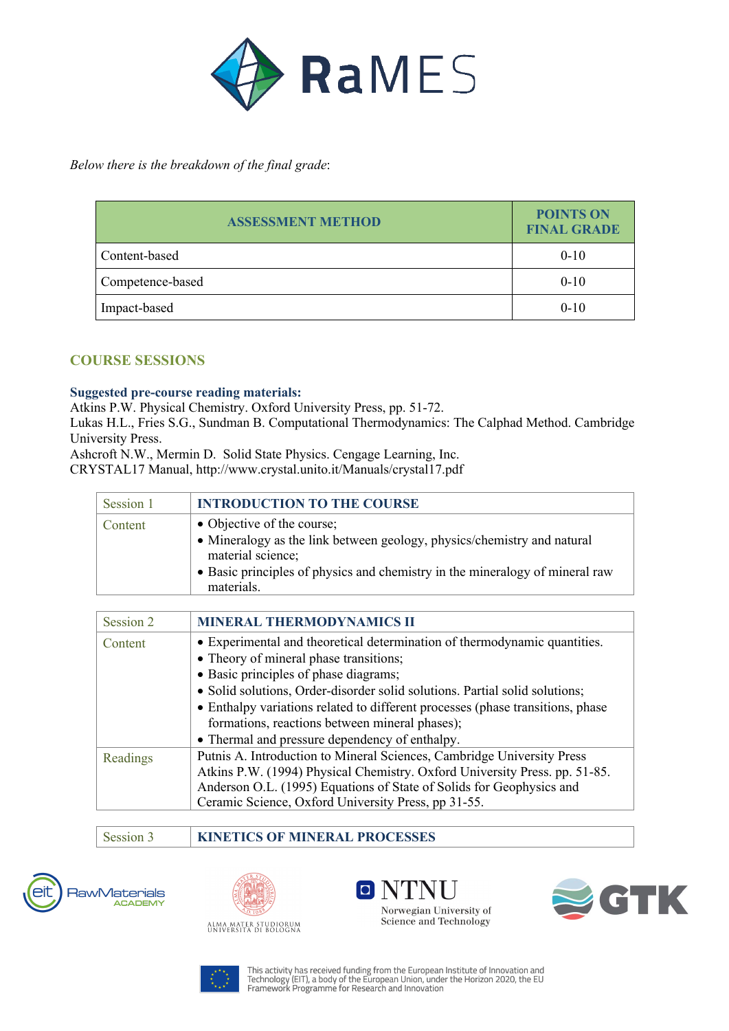*Below there is the breakdown of the final grade*:

| ASSESSMENT METHOD | POINTS ON FINAL GRADE |
|---|---|
| Content-based | 0-10 |
| Competence-based | 0-10 |
| Impact-based | 0-10 |

## COURSE SESSIONS

**Suggested pre-course reading materials:**

Atkins P.W. Physical Chemistry. Oxford University Press, pp. 51-72.
Lukas H.L., Fries S.G., Sundman B. Computational Thermodynamics: The Calphad Method. Cambridge University Press.
Ashcroft N.W., Mermin D. Solid State Physics. Cengage Learning, Inc.
CRYSTAL17 Manual, http://www.crystal.unito.it/Manuals/crystal17.pdf

| Session 1 | INTRODUCTION TO THE COURSE |
|---|---|
| Content | • Objective of the course;<br>• Mineralogy as the link between geology, physics/chemistry and natural material science;<br>• Basic principles of physics and chemistry in the mineralogy of mineral raw materials. |

| Session 2 | MINERAL THERMODYNAMICS II |
|---|---|
| Content | • Experimental and theoretical determination of thermodynamic quantities.<br>• Theory of mineral phase transitions;<br>• Basic principles of phase diagrams;<br>• Solid solutions, Order-disorder solid solutions. Partial solid solutions;<br>• Enthalpy variations related to different processes (phase transitions, phase formations, reactions between mineral phases);<br>• Thermal and pressure dependency of enthalpy. |
| Readings | Putnis A. Introduction to Mineral Sciences, Cambridge University Press<br>Atkins P.W. (1994) Physical Chemistry. Oxford University Press. pp. 51-85.<br>Anderson O.L. (1995) Equations of State of Solids for Geophysics and Ceramic Science, Oxford University Press, pp 31-55. |

| Session 3 | KINETICS OF MINERAL PROCESSES |
|---|---|

This activity has received funding from the European Institute of Innovation and Technology (EIT), a body of the European Union, under the Horizon 2020, the EU Framework Programme for Research and Innovation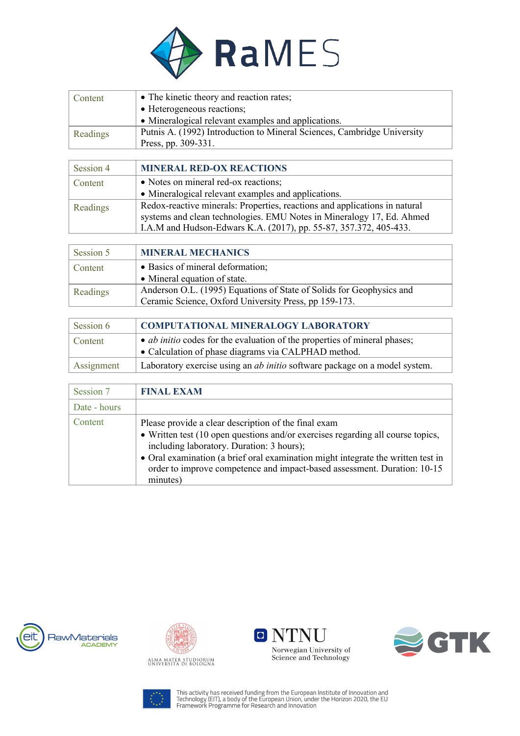| | |
|---|---|
| Content | • The kinetic theory and reaction rates;<br>• Heterogeneous reactions;<br>• Mineralogical relevant examples and applications. |
| Readings | Putnis A. (1992) Introduction to Mineral Sciences, Cambridge University Press, pp. 309-331. |

| Session 4 | **MINERAL RED-OX REACTIONS** |
|---|---|
| Content | • Notes on mineral red-ox reactions;<br>• Mineralogical relevant examples and applications. |
| Readings | Redox-reactive minerals: Properties, reactions and applications in natural systems and clean technologies. EMU Notes in Mineralogy 17, Ed. Ahmed I.A.M and Hudson-Edwars K.A. (2017), pp. 55-87, 357.372, 405-433. |

| Session 5 | **MINERAL MECHANICS** |
|---|---|
| Content | • Basics of mineral deformation;<br>• Mineral equation of state. |
| Readings | Anderson O.L. (1995) Equations of State of Solids for Geophysics and Ceramic Science, Oxford University Press, pp 159-173. |

| Session 6 | **COMPUTATIONAL MINERALOGY LABORATORY** |
|---|---|
| Content | • *ab initio* codes for the evaluation of the properties of mineral phases;<br>• Calculation of phase diagrams via CALPHAD method. |
| Assignment | Laboratory exercise using an *ab initio* software package on a model system. |

| Session 7 | **FINAL EXAM** |
|---|---|
| Date - hours | |
| Content | Please provide a clear description of the final exam<br>• Written test (10 open questions and/or exercises regarding all course topics, including laboratory. Duration: 3 hours);<br>• Oral examination (a brief oral examination might integrate the written test in order to improve competence and impact-based assessment. Duration: 10-15 minutes) |

This activity has received funding from the European Institute of Innovation and Technology (EIT), a body of the European Union, under the Horizon 2020, the EU Framework Programme for Research and Innovation